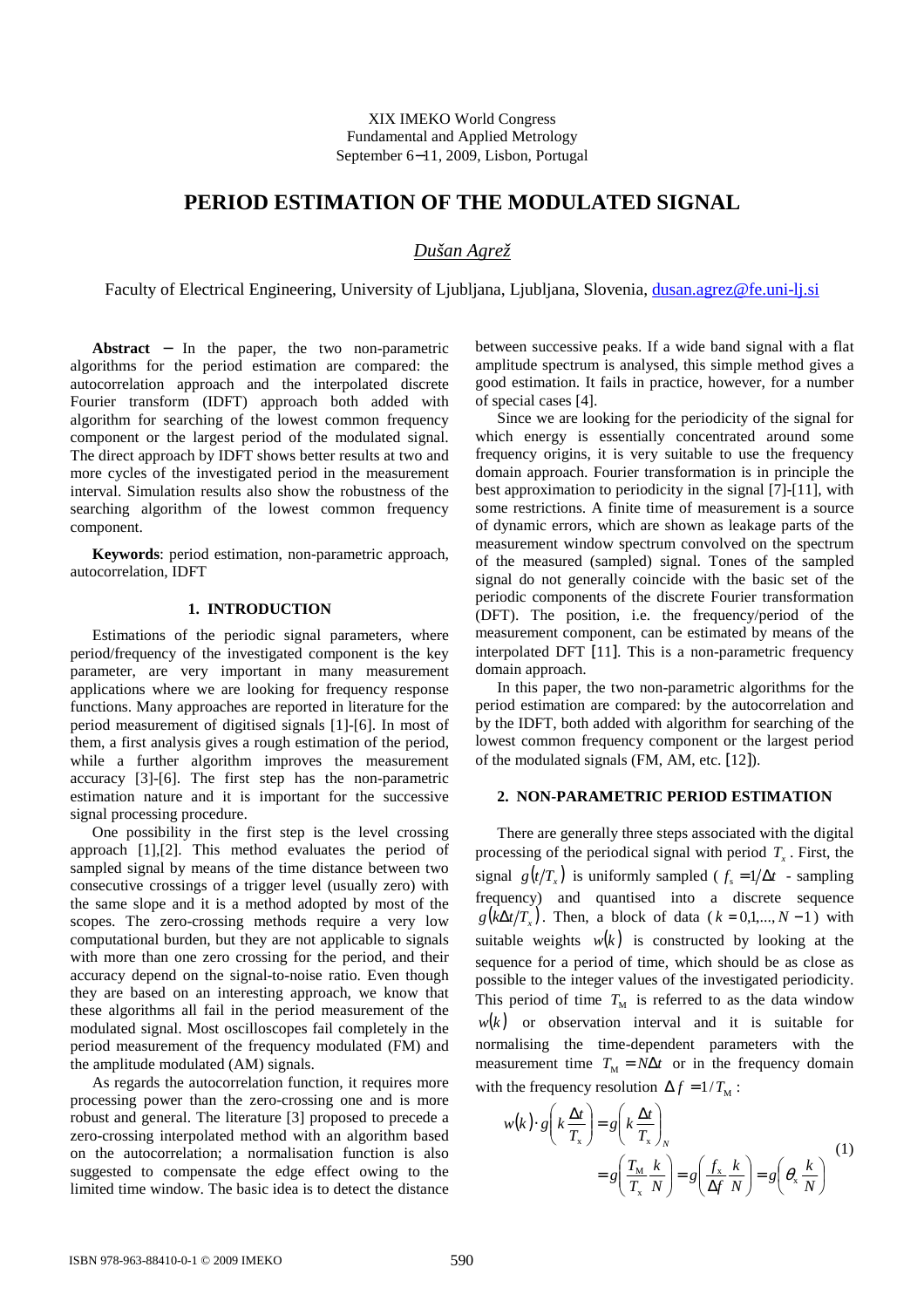XIX IMEKO World Congress
Fundamental and Applied Metrology
September 6−11, 2009, Lisbon, Portugal

# PERIOD ESTIMATION OF THE MODULATED SIGNAL

*Dušan Agrež*

Faculty of Electrical Engineering, University of Ljubljana, Ljubljana, Slovenia, dusan.agrez@fe.uni-lj.si

**Abstract** − In the paper, the two non-parametric algorithms for the period estimation are compared: the autocorrelation approach and the interpolated discrete Fourier transform (IDFT) approach both added with algorithm for searching of the lowest common frequency component or the largest period of the modulated signal. The direct approach by IDFT shows better results at two and more cycles of the investigated period in the measurement interval. Simulation results also show the robustness of the searching algorithm of the lowest common frequency component.

**Keywords**: period estimation, non-parametric approach, autocorrelation, IDFT

## 1. INTRODUCTION

Estimations of the periodic signal parameters, where period/frequency of the investigated component is the key parameter, are very important in many measurement applications where we are looking for frequency response functions. Many approaches are reported in literature for the period measurement of digitised signals [1]-[6]. In most of them, a first analysis gives a rough estimation of the period, while a further algorithm improves the measurement accuracy [3]-[6]. The first step has the non-parametric estimation nature and it is important for the successive signal processing procedure.

One possibility in the first step is the level crossing approach [1],[2]. This method evaluates the period of sampled signal by means of the time distance between two consecutive crossings of a trigger level (usually zero) with the same slope and it is a method adopted by most of the scopes. The zero-crossing methods require a very low computational burden, but they are not applicable to signals with more than one zero crossing for the period, and their accuracy depend on the signal-to-noise ratio. Even though they are based on an interesting approach, we know that these algorithms all fail in the period measurement of the modulated signal. Most oscilloscopes fail completely in the period measurement of the frequency modulated (FM) and the amplitude modulated (AM) signals.

As regards the autocorrelation function, it requires more processing power than the zero-crossing one and is more robust and general. The literature [3] proposed to precede a zero-crossing interpolated method with an algorithm based on the autocorrelation; a normalisation function is also suggested to compensate the edge effect owing to the limited time window. The basic idea is to detect the distance between successive peaks. If a wide band signal with a flat amplitude spectrum is analysed, this simple method gives a good estimation. It fails in practice, however, for a number of special cases [4].

Since we are looking for the periodicity of the signal for which energy is essentially concentrated around some frequency origins, it is very suitable to use the frequency domain approach. Fourier transformation is in principle the best approximation to periodicity in the signal [7]-[11], with some restrictions. A finite time of measurement is a source of dynamic errors, which are shown as leakage parts of the measurement window spectrum convolved on the spectrum of the measured (sampled) signal. Tones of the sampled signal do not generally coincide with the basic set of the periodic components of the discrete Fourier transformation (DFT). The position, i.e. the frequency/period of the measurement component, can be estimated by means of the interpolated DFT [11]. This is a non-parametric frequency domain approach.

In this paper, the two non-parametric algorithms for the period estimation are compared: by the autocorrelation and by the IDFT, both added with algorithm for searching of the lowest common frequency component or the largest period of the modulated signals (FM, AM, etc. [12]).

## 2. NON-PARAMETRIC PERIOD ESTIMATION

There are generally three steps associated with the digital processing of the periodical signal with period $T_x$. First, the signal $g(t/T_x)$ is uniformly sampled ($f_s = 1/\Delta t$ - sampling frequency) and quantised into a discrete sequence $g(k\Delta t/T_x)$. Then, a block of data ($k = 0,1,..., N-1$) with suitable weights $w(k)$ is constructed by looking at the sequence for a period of time, which should be as close as possible to the integer values of the investigated periodicity. This period of time $T_M$ is referred to as the data window $w(k)$ or observation interval and it is suitable for normalising the time-dependent parameters with the measurement time $T_M = N\Delta t$ or in the frequency domain with the frequency resolution $\Delta f = 1/T_M$:

$$w(k)\cdot g\left(k\frac{\Delta t}{T_x}\right) = g\left(k\frac{\Delta t}{T_x}\right)_N = g\left(\frac{T_M}{T_x}\frac{k}{N}\right) = g\left(\frac{f_x}{\Delta f}\frac{k}{N}\right) = g\left(\theta_x\frac{k}{N}\right) \tag{1}$$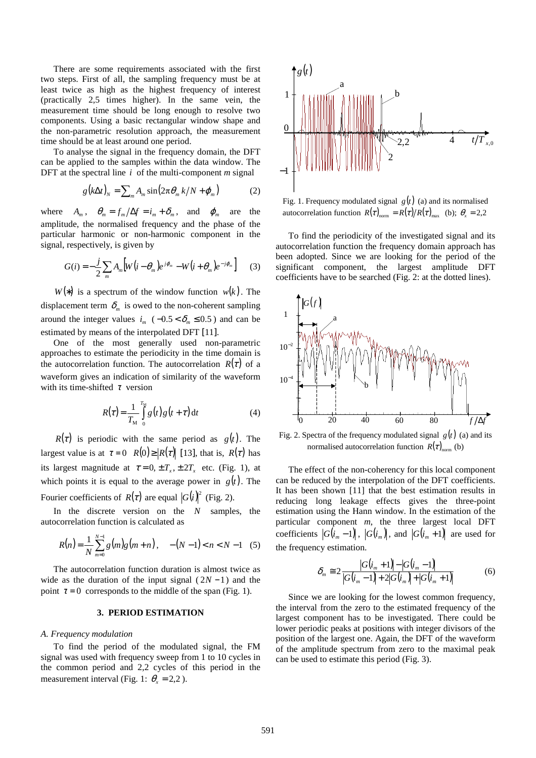There are some requirements associated with the first two steps. First of all, the sampling frequency must be at least twice as high as the highest frequency of interest (practically 2,5 times higher). In the same vein, the measurement time should be long enough to resolve two components. Using a basic rectangular window shape and the non-parametric resolution approach, the measurement time should be at least around one period.

To analyse the signal in the frequency domain, the DFT can be applied to the samples within the data window. The DFT at the spectral line $i$ of the multi-component $m$ signal

$$g(k\Delta t)_N = \sum_m A_m \sin(2\pi\theta_m k/N + \varphi_m) \qquad (2)$$

where $A_m$, $\theta_m = f_m/\Delta f = i_m + \delta_m$, and $\varphi_m$ are the amplitude, the normalised frequency and the phase of the particular harmonic or non-harmonic component in the signal, respectively, is given by

$$G(i) = -\frac{j}{2}\sum_m A_m\left[W(i-\theta_m)e^{j\varphi_m} - W(i+\theta_m)e^{-j\varphi_m}\right] \qquad (3)$$

$W(*)$ is a spectrum of the window function $w(k)$. The displacement term $\delta_m$ is owed to the non-coherent sampling around the integer values $i_m$ ($-0.5 < \delta_m \leq 0.5$) and can be estimated by means of the interpolated DFT [11].

One of the most generally used non-parametric approaches to estimate the periodicity in the time domain is the autocorrelation function. The autocorrelation $R(\tau)$ of a waveform gives an indication of similarity of the waveform with its time-shifted $\tau$ version

$$R(\tau) = \frac{1}{T_{\mathrm{M}}}\int_0^{T_{\mathrm{M}}} g(t)g(t+\tau)\,\mathrm{d}t \qquad (4)$$

$R(\tau)$ is periodic with the same period as $g(t)$. The largest value is at $\tau = 0$ $R(0) \geq |R(\tau)|$ [13], that is, $R(\tau)$ has its largest magnitude at $\tau = 0, \pm T_x, \pm 2T_x$ etc. (Fig. 1), at which points it is equal to the average power in $g(t)$. The Fourier coefficients of $R(\tau)$ are equal $|G(i)|^2$ (Fig. 2).

In the discrete version on the $N$ samples, the autocorrelation function is calculated as

$$R(n) = \frac{1}{N}\sum_{m=0}^{N-1} g(m)g(m+n), \quad -(N-1) < n < N-1 \quad (5)$$

The autocorrelation function duration is almost twice as wide as the duration of the input signal ($2N-1$) and the point $\tau = 0$ corresponds to the middle of the span (Fig. 1).

## 3. PERIOD ESTIMATION

### *A. Frequency modulation*

To find the period of the modulated signal, the FM signal was used with frequency sweep from 1 to 10 cycles in the common period and 2,2 cycles of this period in the measurement interval (Fig. 1: $\theta_x = 2{,}2$).

Fig. 1. Frequency modulated signal $g(t)$ (a) and its normalised autocorrelation function $R(\tau)_{\mathrm{norm}} = R(\tau)/R(\tau)_{\max}$ (b); $\theta_x = 2{,}2$

To find the periodicity of the investigated signal and its autocorrelation function the frequency domain approach has been adopted. Since we are looking for the period of the significant component, the largest amplitude DFT coefficients have to be searched (Fig. 2: at the dotted lines).

Fig. 2. Spectra of the frequency modulated signal $g(t)$ (a) and its normalised autocorrelation function $R(\tau)_{\mathrm{norm}}$ (b)

The effect of the non-coherency for this local component can be reduced by the interpolation of the DFT coefficients. It has been shown [11] that the best estimation results in reducing long leakage effects gives the three-point estimation using the Hann window. In the estimation of the particular component $m$, the three largest local DFT coefficients $|G(i_m-1)|$, $|G(i_m)|$, and $|G(i_m+1)|$ are used for the frequency estimation.

$$\delta_m \cong 2\frac{|G(i_m+1)| - |G(i_m-1)|}{|G(i_m-1)| + 2|G(i_m)| + |G(i_m+1)|} \qquad (6)$$

Since we are looking for the lowest common frequency, the interval from the zero to the estimated frequency of the largest component has to be investigated. There could be lower periodic peaks at positions with integer divisors of the position of the largest one. Again, the DFT of the waveform of the amplitude spectrum from zero to the maximal peak can be used to estimate this period (Fig. 3).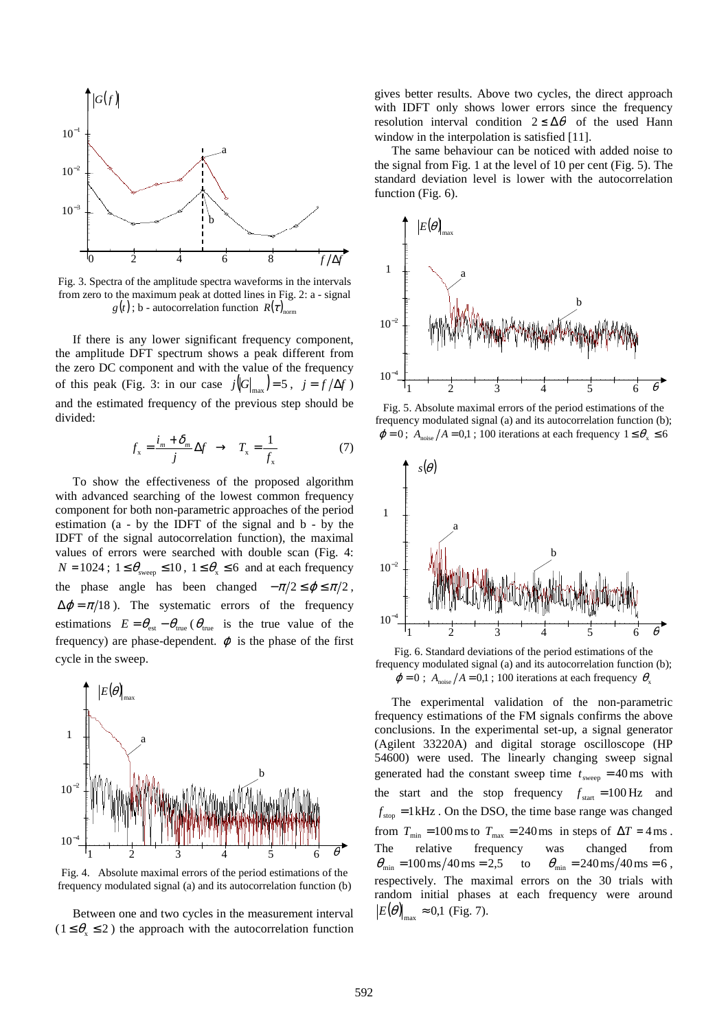Fig. 3. Spectra of the amplitude spectra waveforms in the intervals from zero to the maximum peak at dotted lines in Fig. 2: a - signal $g(t)$; b - autocorrelation function $R(\tau)_{\text{norm}}$

If there is any lower significant frequency component, the amplitude DFT spectrum shows a peak different from the zero DC component and with the value of the frequency of this peak (Fig. 3: in our case $j(|G|_{\max}) = 5$, $j = f/\Delta f$) and the estimated frequency of the previous step should be divided:

$$f_x = \frac{i_m + \delta_m}{j}\Delta f \quad \rightarrow \quad T_x = \frac{1}{f_x} \tag{7}$$

To show the effectiveness of the proposed algorithm with advanced searching of the lowest common frequency component for both non-parametric approaches of the period estimation (a - by the IDFT of the signal and b - by the IDFT of the signal autocorrelation function), the maximal values of errors were searched with double scan (Fig. 4: $N = 1024$; $1 \le \theta_{\text{sweep}} \le 10$, $1 \le \theta_x \le 6$ and at each frequency the phase angle has been changed $-\pi/2 \le \varphi \le \pi/2$, $\Delta\varphi = \pi/18$). The systematic errors of the frequency estimations $E = \theta_{\text{est}} - \theta_{\text{true}}$ ($\theta_{\text{true}}$ is the true value of the frequency) are phase-dependent. $\varphi$ is the phase of the first cycle in the sweep.

Fig. 4. Absolute maximal errors of the period estimations of the frequency modulated signal (a) and its autocorrelation function (b)

Between one and two cycles in the measurement interval ($1 \le \theta_x \le 2$) the approach with the autocorrelation function gives better results. Above two cycles, the direct approach with IDFT only shows lower errors since the frequency resolution interval condition $2 \le \Delta\theta$ of the used Hann window in the interpolation is satisfied [11].

The same behaviour can be noticed with added noise to the signal from Fig. 1 at the level of 10 per cent (Fig. 5). The standard deviation level is lower with the autocorrelation function (Fig. 6).

Fig. 5. Absolute maximal errors of the period estimations of the frequency modulated signal (a) and its autocorrelation function (b); $\varphi = 0$; $A_{\text{noise}}/A = 0{,}1$; 100 iterations at each frequency $1 \le \theta_x \le 6$

Fig. 6. Standard deviations of the period estimations of the frequency modulated signal (a) and its autocorrelation function (b); $\varphi = 0$; $A_{\text{noise}}/A = 0{,}1$; 100 iterations at each frequency $\theta_x$

The experimental validation of the non-parametric frequency estimations of the FM signals confirms the above conclusions. In the experimental set-up, a signal generator (Agilent 33220A) and digital storage oscilloscope (HP 54600) were used. The linearly changing sweep signal generated had the constant sweep time $t_{\text{sweep}} = 40\,\text{ms}$ with the start and the stop frequency $f_{\text{start}} = 100\,\text{Hz}$ and $f_{\text{stop}} = 1\,\text{kHz}$. On the DSO, the time base range was changed from $T_{\min} = 100\,\text{ms}$ to $T_{\max} = 240\,\text{ms}$ in steps of $\Delta T = 4\,\text{ms}$. The relative frequency was changed from $\theta_{\min} = 100\,\text{ms}/40\,\text{ms} = 2{,}5$ to $\theta_{\min} = 240\,\text{ms}/40\,\text{ms} = 6$, respectively. The maximal errors on the 30 trials with random initial phases at each frequency were around $|E(\theta)|_{\max} \approx 0{,}1$ (Fig. 7).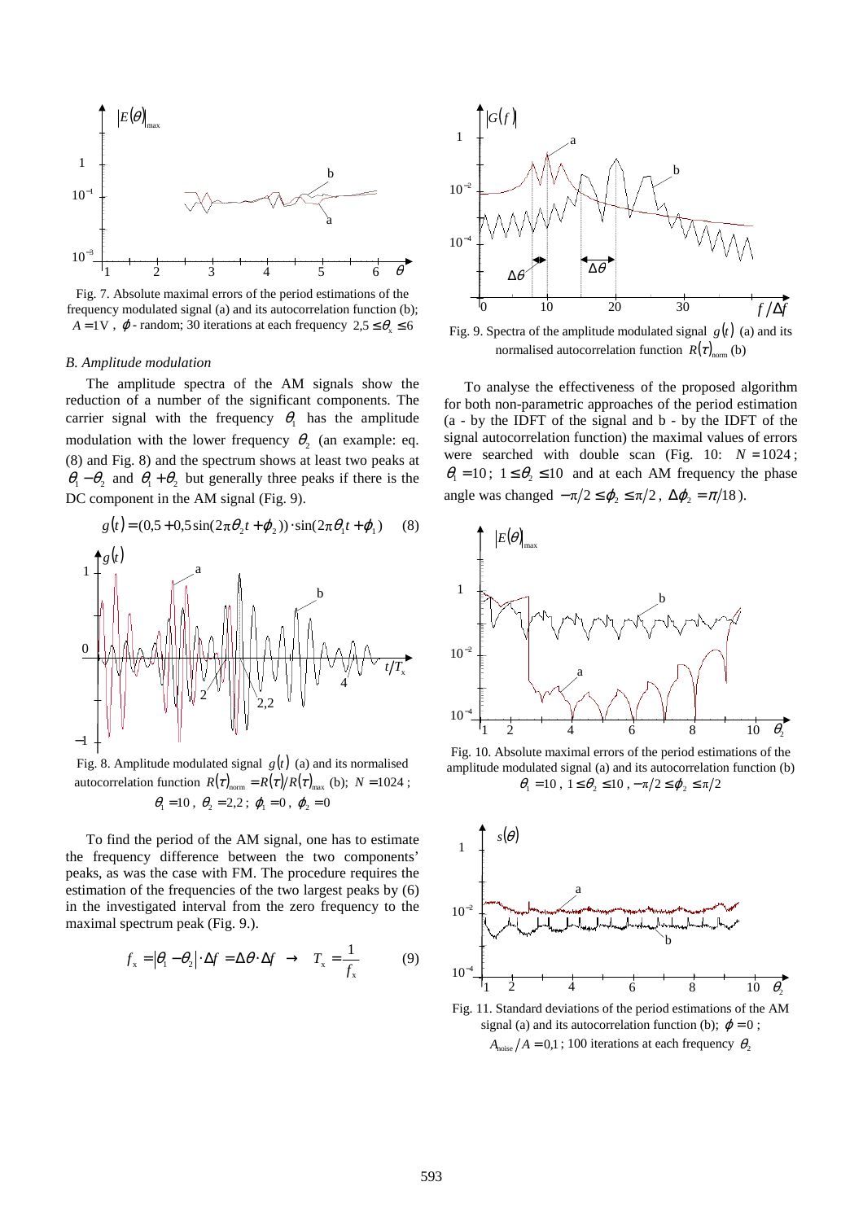Fig. 7. Absolute maximal errors of the period estimations of the frequency modulated signal (a) and its autocorrelation function (b); $A = 1\text{V}$, $\varphi$ - random; 30 iterations at each frequency $2{,}5 \le \theta_x \le 6$

*B. Amplitude modulation*

The amplitude spectra of the AM signals show the reduction of a number of the significant components. The carrier signal with the frequency $\theta_1$ has the amplitude modulation with the lower frequency $\theta_2$ (an example: eq. (8) and Fig. 8) and the spectrum shows at least two peaks at $\theta_1 - \theta_2$ and $\theta_1 + \theta_2$ but generally three peaks if there is the DC component in the AM signal (Fig. 9).

$$g(t) = (0{,}5 + 0{,}5\sin(2\pi\theta_2 t + \varphi_2)) \cdot \sin(2\pi\theta_1 t + \varphi_1) \quad (8)$$

Fig. 8. Amplitude modulated signal $g(t)$ (a) and its normalised autocorrelation function $R(\tau)_{\text{norm}} = R(\tau)/R(\tau)_{\max}$ (b); $N = 1024$; $\theta_1 = 10$, $\theta_2 = 2{,}2$; $\varphi_1 = 0$, $\varphi_2 = 0$

To find the period of the AM signal, one has to estimate the frequency difference between the two components' peaks, as was the case with FM. The procedure requires the estimation of the frequencies of the two largest peaks by (6) in the investigated interval from the zero frequency to the maximal spectrum peak (Fig. 9.).

$$f_x = |\theta_1 - \theta_2| \cdot \Delta f = \Delta\theta \cdot \Delta f \;\; \rightarrow \;\; T_x = \frac{1}{f_x} \quad (9)$$

Fig. 9. Spectra of the amplitude modulated signal $g(t)$ (a) and its normalised autocorrelation function $R(\tau)_{\text{norm}}$ (b)

To analyse the effectiveness of the proposed algorithm for both non-parametric approaches of the period estimation (a - by the IDFT of the signal and b - by the IDFT of the signal autocorrelation function) the maximal values of errors were searched with double scan (Fig. 10: $N = 1024$; $\theta_1 = 10$; $1 \le \theta_2 \le 10$ and at each AM frequency the phase angle was changed $-\pi/2 \le \varphi_2 \le \pi/2$, $\Delta\varphi_2 = \pi/18$).

Fig. 10. Absolute maximal errors of the period estimations of the amplitude modulated signal (a) and its autocorrelation function (b) $\theta_1 = 10$, $1 \le \theta_2 \le 10$, $-\pi/2 \le \varphi_2 \le \pi/2$

Fig. 11. Standard deviations of the period estimations of the AM signal (a) and its autocorrelation function (b); $\varphi = 0$; $A_{\text{noise}}/A = 0{,}1$; 100 iterations at each frequency $\theta_2$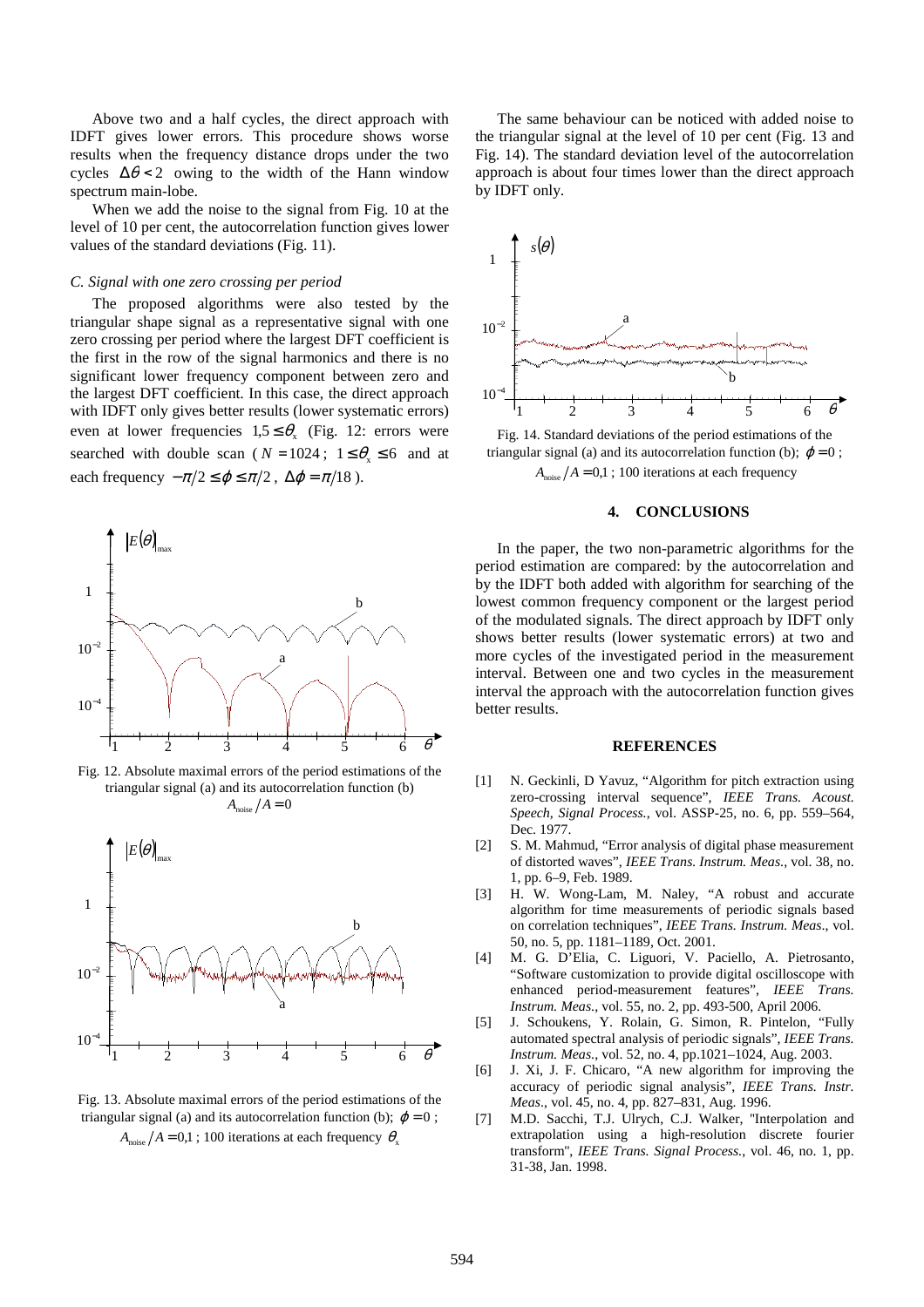Above two and a half cycles, the direct approach with IDFT gives lower errors. This procedure shows worse results when the frequency distance drops under the two cycles $\Delta\theta < 2$ owing to the width of the Hann window spectrum main-lobe.

When we add the noise to the signal from Fig. 10 at the level of 10 per cent, the autocorrelation function gives lower values of the standard deviations (Fig. 11).

### C. Signal with one zero crossing per period

The proposed algorithms were also tested by the triangular shape signal as a representative signal with one zero crossing per period where the largest DFT coefficient is the first in the row of the signal harmonics and there is no significant lower frequency component between zero and the largest DFT coefficient. In this case, the direct approach with IDFT only gives better results (lower systematic errors) even at lower frequencies $1{,}5 \le \theta_x$ (Fig. 12: errors were searched with double scan ($N = 1024$; $1 \le \theta_x \le 6$ and at each frequency $-\pi/2 \le \varphi \le \pi/2$, $\Delta\varphi = \pi/18$).

Fig. 12. Absolute maximal errors of the period estimations of the triangular signal (a) and its autocorrelation function (b) $A_{\text{noise}}/A = 0$

Fig. 13. Absolute maximal errors of the period estimations of the triangular signal (a) and its autocorrelation function (b); $\varphi = 0$; $A_{\text{noise}}/A = 0{,}1$; 100 iterations at each frequency $\theta_x$

The same behaviour can be noticed with added noise to the triangular signal at the level of 10 per cent (Fig. 13 and Fig. 14). The standard deviation level of the autocorrelation approach is about four times lower than the direct approach by IDFT only.

Fig. 14. Standard deviations of the period estimations of the triangular signal (a) and its autocorrelation function (b); $\varphi = 0$; $A_{\text{noise}}/A = 0{,}1$; 100 iterations at each frequency

## 4. CONCLUSIONS

In the paper, the two non-parametric algorithms for the period estimation are compared: by the autocorrelation and by the IDFT both added with algorithm for searching of the lowest common frequency component or the largest period of the modulated signals. The direct approach by IDFT only shows better results (lower systematic errors) at two and more cycles of the investigated period in the measurement interval. Between one and two cycles in the measurement interval the approach with the autocorrelation function gives better results.

## REFERENCES

[1] N. Geckinli, D Yavuz, "Algorithm for pitch extraction using zero-crossing interval sequence", *IEEE Trans. Acoust. Speech, Signal Process.*, vol. ASSP-25, no. 6, pp. 559–564, Dec. 1977.

[2] S. M. Mahmud, "Error analysis of digital phase measurement of distorted waves", *IEEE Trans. Instrum. Meas.*, vol. 38, no. 1, pp. 6–9, Feb. 1989.

[3] H. W. Wong-Lam, M. Naley, "A robust and accurate algorithm for time measurements of periodic signals based on correlation techniques", *IEEE Trans. Instrum. Meas.*, vol. 50, no. 5, pp. 1181–1189, Oct. 2001.

[4] M. G. D'Elia, C. Liguori, V. Paciello, A. Pietrosanto, "Software customization to provide digital oscilloscope with enhanced period-measurement features", *IEEE Trans. Instrum. Meas.*, vol. 55, no. 2, pp. 493-500, April 2006.

[5] J. Schoukens, Y. Rolain, G. Simon, R. Pintelon, "Fully automated spectral analysis of periodic signals", *IEEE Trans. Instrum. Meas.*, vol. 52, no. 4, pp.1021–1024, Aug. 2003.

[6] J. Xi, J. F. Chicaro, "A new algorithm for improving the accuracy of periodic signal analysis", *IEEE Trans. Instr. Meas.*, vol. 45, no. 4, pp. 827–831, Aug. 1996.

[7] M.D. Sacchi, T.J. Ulrych, C.J. Walker, "Interpolation and extrapolation using a high-resolution discrete fourier transform", *IEEE Trans. Signal Process.*, vol. 46, no. 1, pp. 31-38, Jan. 1998.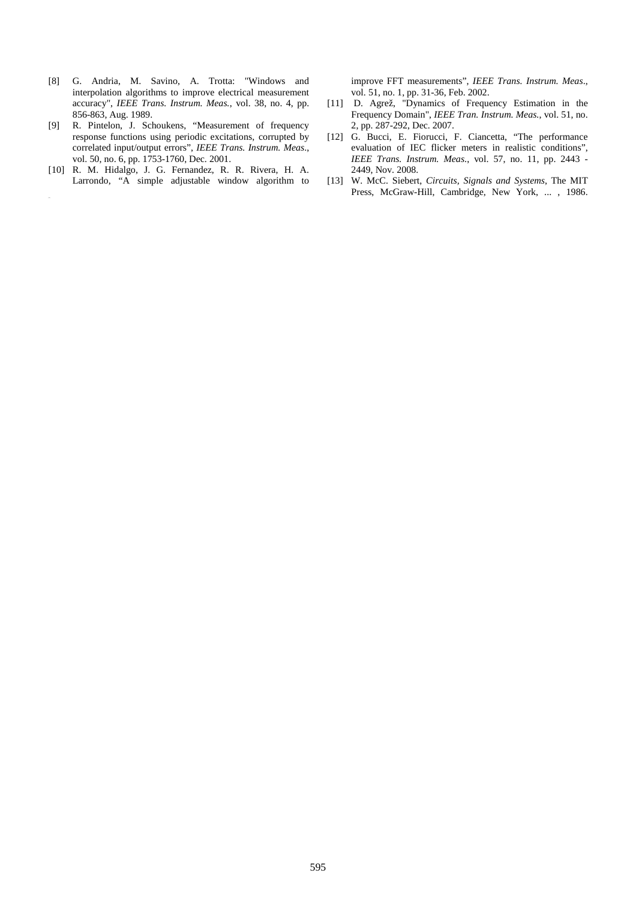[8] G. Andria, M. Savino, A. Trotta: "Windows and interpolation algorithms to improve electrical measurement accuracy", *IEEE Trans. Instrum. Meas.*, vol. 38, no. 4, pp. 856-863, Aug. 1989.

[9] R. Pintelon, J. Schoukens, "Measurement of frequency response functions using periodic excitations, corrupted by correlated input/output errors", *IEEE Trans. Instrum. Meas.*, vol. 50, no. 6, pp. 1753-1760, Dec. 2001.

[10] R. M. Hidalgo, J. G. Fernandez, R. R. Rivera, H. A. Larrondo, "A simple adjustable window algorithm to improve FFT measurements", *IEEE Trans. Instrum. Meas.*, vol. 51, no. 1, pp. 31-36, Feb. 2002.

[11] D. Agrež, "Dynamics of Frequency Estimation in the Frequency Domain", *IEEE Tran. Instrum. Meas.*, vol. 51, no. 2, pp. 287-292, Dec. 2007.

[12] G. Bucci, E. Fiorucci, F. Ciancetta, "The performance evaluation of IEC flicker meters in realistic conditions", *IEEE Trans. Instrum. Meas.*, vol. 57, no. 11, pp. 2443 - 2449, Nov. 2008.

[13] W. McC. Siebert, *Circuits, Signals and Systems*, The MIT Press, McGraw-Hill, Cambridge, New York, ... , 1986.